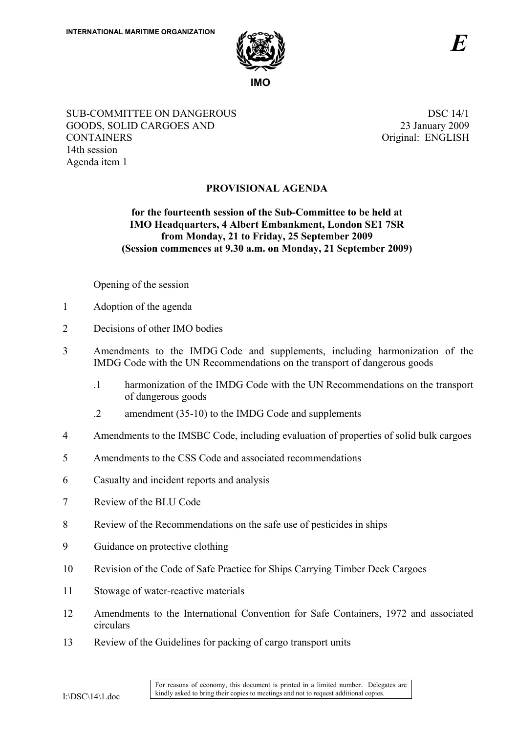INTERNATIONAL MARITIME ORGANIZATION

IMO

*E*

SUB-COMMITTEE ON DANGEROUS GOODS, SOLID CARGOES AND CONTAINERS
14th session
Agenda item 1

DSC 14/1
23 January 2009
Original: ENGLISH

# PROVISIONAL AGENDA

**for the fourteenth session of the Sub-Committee to be held at IMO Headquarters, 4 Albert Embankment, London SE1 7SR from Monday, 21 to Friday, 25 September 2009 (Session commences at 9.30 a.m. on Monday, 21 September 2009)**

Opening of the session

1 Adoption of the agenda

2 Decisions of other IMO bodies

3 Amendments to the IMDG Code and supplements, including harmonization of the IMDG Code with the UN Recommendations on the transport of dangerous goods

   .1 harmonization of the IMDG Code with the UN Recommendations on the transport of dangerous goods

   .2 amendment (35-10) to the IMDG Code and supplements

4 Amendments to the IMSBC Code, including evaluation of properties of solid bulk cargoes

5 Amendments to the CSS Code and associated recommendations

6 Casualty and incident reports and analysis

7 Review of the BLU Code

8 Review of the Recommendations on the safe use of pesticides in ships

9 Guidance on protective clothing

10 Revision of the Code of Safe Practice for Ships Carrying Timber Deck Cargoes

11 Stowage of water-reactive materials

12 Amendments to the International Convention for Safe Containers, 1972 and associated circulars

13 Review of the Guidelines for packing of cargo transport units

For reasons of economy, this document is printed in a limited number. Delegates are kindly asked to bring their copies to meetings and not to request additional copies.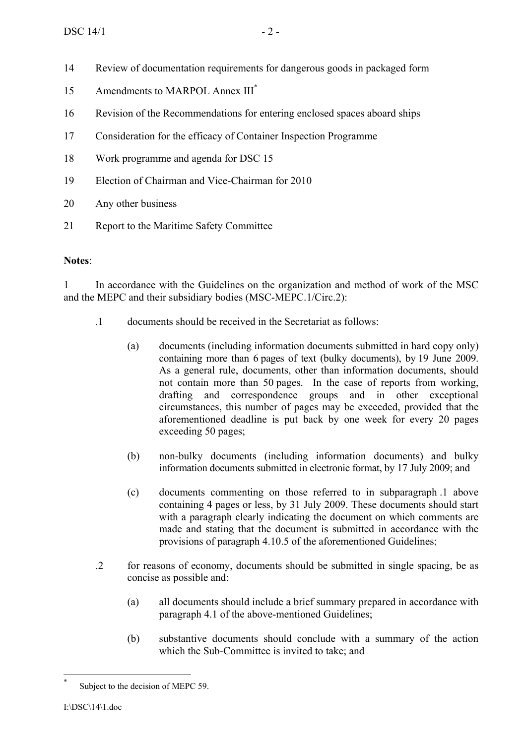14 Review of documentation requirements for dangerous goods in packaged form

15 Amendments to MARPOL Annex III*

16 Revision of the Recommendations for entering enclosed spaces aboard ships

17 Consideration for the efficacy of Container Inspection Programme

18 Work programme and agenda for DSC 15

19 Election of Chairman and Vice-Chairman for 2010

20 Any other business

21 Report to the Maritime Safety Committee

**Notes**:

1 In accordance with the Guidelines on the organization and method of work of the MSC and the MEPC and their subsidiary bodies (MSC-MEPC.1/Circ.2):

.1 documents should be received in the Secretariat as follows:

(a) documents (including information documents submitted in hard copy only) containing more than 6 pages of text (bulky documents), by 19 June 2009. As a general rule, documents, other than information documents, should not contain more than 50 pages. In the case of reports from working, drafting and correspondence groups and in other exceptional circumstances, this number of pages may be exceeded, provided that the aforementioned deadline is put back by one week for every 20 pages exceeding 50 pages;

(b) non-bulky documents (including information documents) and bulky information documents submitted in electronic format, by 17 July 2009; and

(c) documents commenting on those referred to in subparagraph .1 above containing 4 pages or less, by 31 July 2009. These documents should start with a paragraph clearly indicating the document on which comments are made and stating that the document is submitted in accordance with the provisions of paragraph 4.10.5 of the aforementioned Guidelines;

.2 for reasons of economy, documents should be submitted in single spacing, be as concise as possible and:

(a) all documents should include a brief summary prepared in accordance with paragraph 4.1 of the above-mentioned Guidelines;

(b) substantive documents should conclude with a summary of the action which the Sub-Committee is invited to take; and

* Subject to the decision of MEPC 59.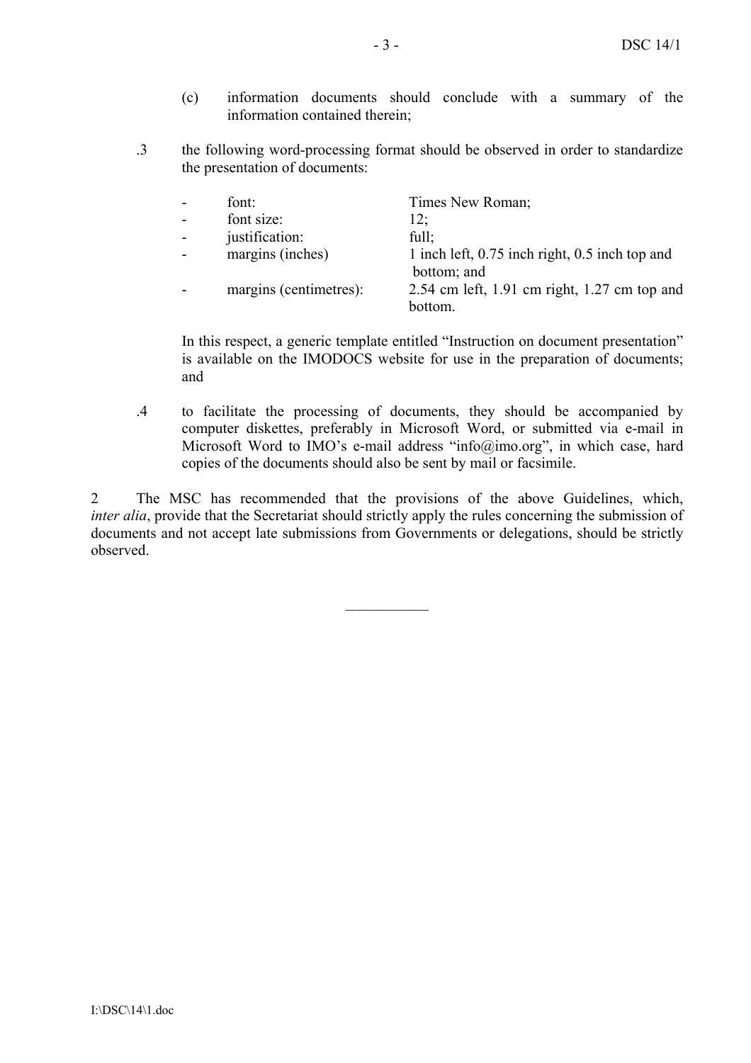(c) information documents should conclude with a summary of the information contained therein;

.3 the following word-processing format should be observed in order to standardize the presentation of documents:

- font: Times New Roman;
- font size: 12;
- justification: full;
- margins (inches) 1 inch left, 0.75 inch right, 0.5 inch top and bottom; and
- margins (centimetres): 2.54 cm left, 1.91 cm right, 1.27 cm top and bottom.

In this respect, a generic template entitled "Instruction on document presentation" is available on the IMODOCS website for use in the preparation of documents; and

.4 to facilitate the processing of documents, they should be accompanied by computer diskettes, preferably in Microsoft Word, or submitted via e-mail in Microsoft Word to IMO's e-mail address "info@imo.org", in which case, hard copies of the documents should also be sent by mail or facsimile.

2 The MSC has recommended that the provisions of the above Guidelines, which, *inter alia*, provide that the Secretariat should strictly apply the rules concerning the submission of documents and not accept late submissions from Governments or delegations, should be strictly observed.

___________